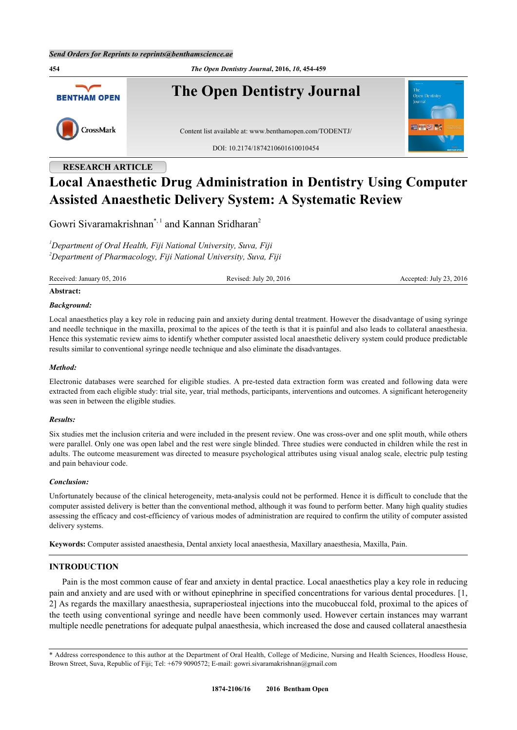RESEARCH ARTICLE

# Local Anaesthetic Drug Administration in Dentistry Using Computer Assisted Anaesthetic Delivery System: A Systematic Review

Gowri Sivaramakrishnan[*,1] and Kannan Sridharan[2]

[1]*Department of Oral Health, Fiji National University, Suva, Fiji*
[2]*Department of Pharmacology, Fiji National University, Suva, Fiji*

Received: January 05, 2016 | Revised: July 20, 2016 | Accepted: July 23, 2016

**Abstract:**

***Background:***

Local anaesthetics play a key role in reducing pain and anxiety during dental treatment. However the disadvantage of using syringe and needle technique in the maxilla, proximal to the apices of the teeth is that it is painful and also leads to collateral anaesthesia. Hence this systematic review aims to identify whether computer assisted local anaesthetic delivery system could produce predictable results similar to conventional syringe needle technique and also eliminate the disadvantages.

***Method:***

Electronic databases were searched for eligible studies. A pre-tested data extraction form was created and following data were extracted from each eligible study: trial site, year, trial methods, participants, interventions and outcomes. A significant heterogeneity was seen in between the eligible studies.

***Results:***

Six studies met the inclusion criteria and were included in the present review. One was cross-over and one split mouth, while others were parallel. Only one was open label and the rest were single blinded. Three studies were conducted in children while the rest in adults. The outcome measurement was directed to measure psychological attributes using visual analog scale, electric pulp testing and pain behaviour code.

***Conclusion:***

Unfortunately because of the clinical heterogeneity, meta-analysis could not be performed. Hence it is difficult to conclude that the computer assisted delivery is better than the conventional method, although it was found to perform better. Many high quality studies assessing the efficacy and cost-efficiency of various modes of administration are required to confirm the utility of computer assisted delivery systems.

**Keywords:** Computer assisted anaesthesia, Dental anxiety local anaesthesia, Maxillary anaesthesia, Maxilla, Pain.

## INTRODUCTION

Pain is the most common cause of fear and anxiety in dental practice. Local anaesthetics play a key role in reducing pain and anxiety and are used with or without epinephrine in specified concentrations for various dental procedures. [1, 2] As regards the maxillary anaesthesia, supraperiosteal injections into the mucobuccal fold, proximal to the apices of the teeth using conventional syringe and needle have been commonly used. However certain instances may warrant multiple needle penetrations for adequate pulpal anaesthesia, which increased the dose and caused collateral anaesthesia

\* Address correspondence to this author at the Department of Oral Health, College of Medicine, Nursing and Health Sciences, Hoodless House, Brown Street, Suva, Republic of Fiji; Tel: +679 9090572; E-mail: gowri.sivaramakrishnan@gmail.com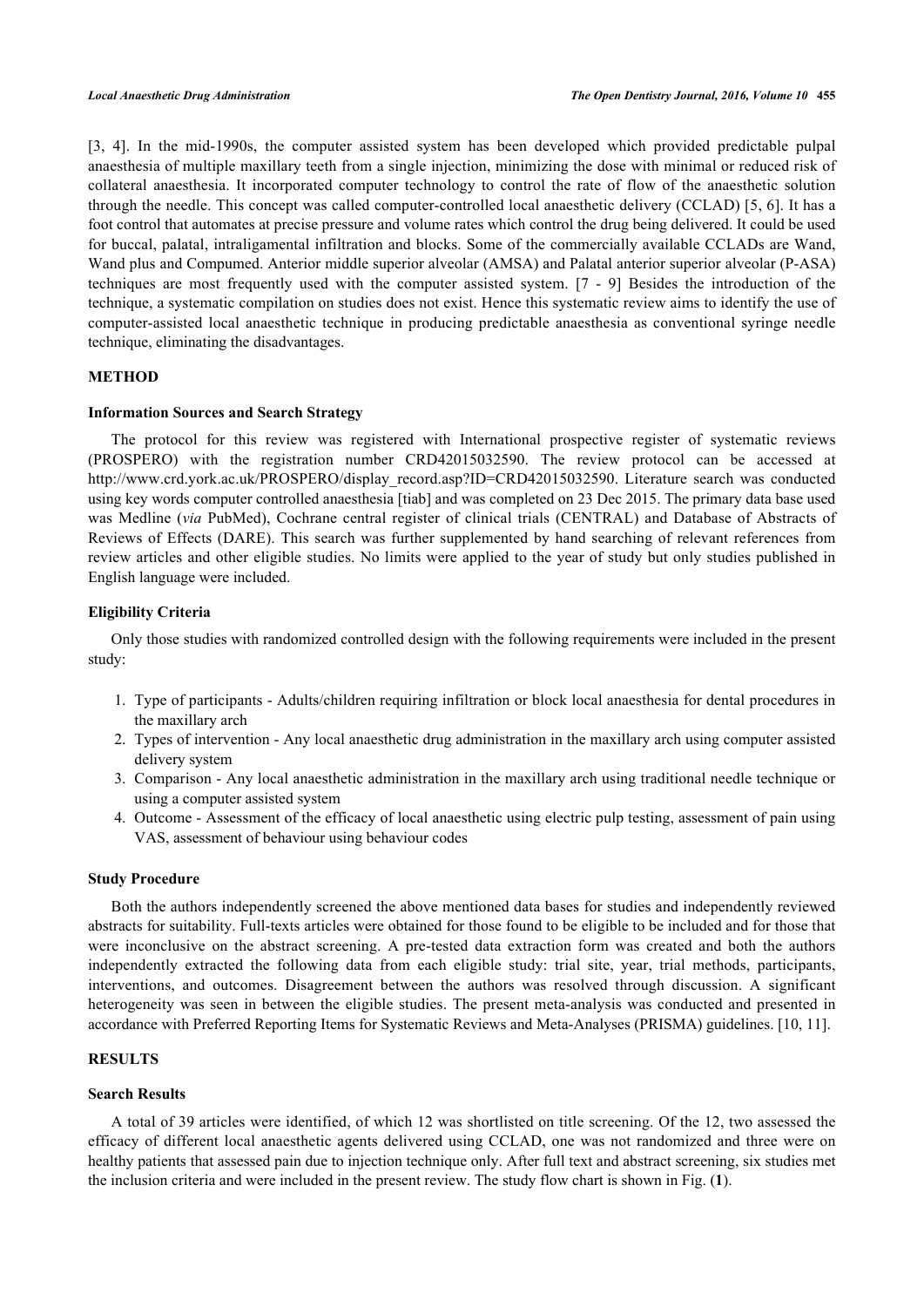[3, 4]. In the mid-1990s, the computer assisted system has been developed which provided predictable pulpal anaesthesia of multiple maxillary teeth from a single injection, minimizing the dose with minimal or reduced risk of collateral anaesthesia. It incorporated computer technology to control the rate of flow of the anaesthetic solution through the needle. This concept was called computer-controlled local anaesthetic delivery (CCLAD) [5, 6]. It has a foot control that automates at precise pressure and volume rates which control the drug being delivered. It could be used for buccal, palatal, intraligamental infiltration and blocks. Some of the commercially available CCLADs are Wand, Wand plus and Compumed. Anterior middle superior alveolar (AMSA) and Palatal anterior superior alveolar (P-ASA) techniques are most frequently used with the computer assisted system. [7 - 9] Besides the introduction of the technique, a systematic compilation on studies does not exist. Hence this systematic review aims to identify the use of computer-assisted local anaesthetic technique in producing predictable anaesthesia as conventional syringe needle technique, eliminating the disadvantages.

## METHOD

### Information Sources and Search Strategy

The protocol for this review was registered with International prospective register of systematic reviews (PROSPERO) with the registration number CRD42015032590. The review protocol can be accessed at http://www.crd.york.ac.uk/PROSPERO/display_record.asp?ID=CRD42015032590. Literature search was conducted using key words computer controlled anaesthesia [tiab] and was completed on 23 Dec 2015. The primary data base used was Medline (*via* PubMed), Cochrane central register of clinical trials (CENTRAL) and Database of Abstracts of Reviews of Effects (DARE). This search was further supplemented by hand searching of relevant references from review articles and other eligible studies. No limits were applied to the year of study but only studies published in English language were included.

### Eligibility Criteria

Only those studies with randomized controlled design with the following requirements were included in the present study:

1. Type of participants - Adults/children requiring infiltration or block local anaesthesia for dental procedures in the maxillary arch
2. Types of intervention - Any local anaesthetic drug administration in the maxillary arch using computer assisted delivery system
3. Comparison - Any local anaesthetic administration in the maxillary arch using traditional needle technique or using a computer assisted system
4. Outcome - Assessment of the efficacy of local anaesthetic using electric pulp testing, assessment of pain using VAS, assessment of behaviour using behaviour codes

### Study Procedure

Both the authors independently screened the above mentioned data bases for studies and independently reviewed abstracts for suitability. Full-texts articles were obtained for those found to be eligible to be included and for those that were inconclusive on the abstract screening. A pre-tested data extraction form was created and both the authors independently extracted the following data from each eligible study: trial site, year, trial methods, participants, interventions, and outcomes. Disagreement between the authors was resolved through discussion. A significant heterogeneity was seen in between the eligible studies. The present meta-analysis was conducted and presented in accordance with Preferred Reporting Items for Systematic Reviews and Meta-Analyses (PRISMA) guidelines. [10, 11].

## RESULTS

### Search Results

A total of 39 articles were identified, of which 12 was shortlisted on title screening. Of the 12, two assessed the efficacy of different local anaesthetic agents delivered using CCLAD, one was not randomized and three were on healthy patients that assessed pain due to injection technique only. After full text and abstract screening, six studies met the inclusion criteria and were included in the present review. The study flow chart is shown in Fig. (**1**).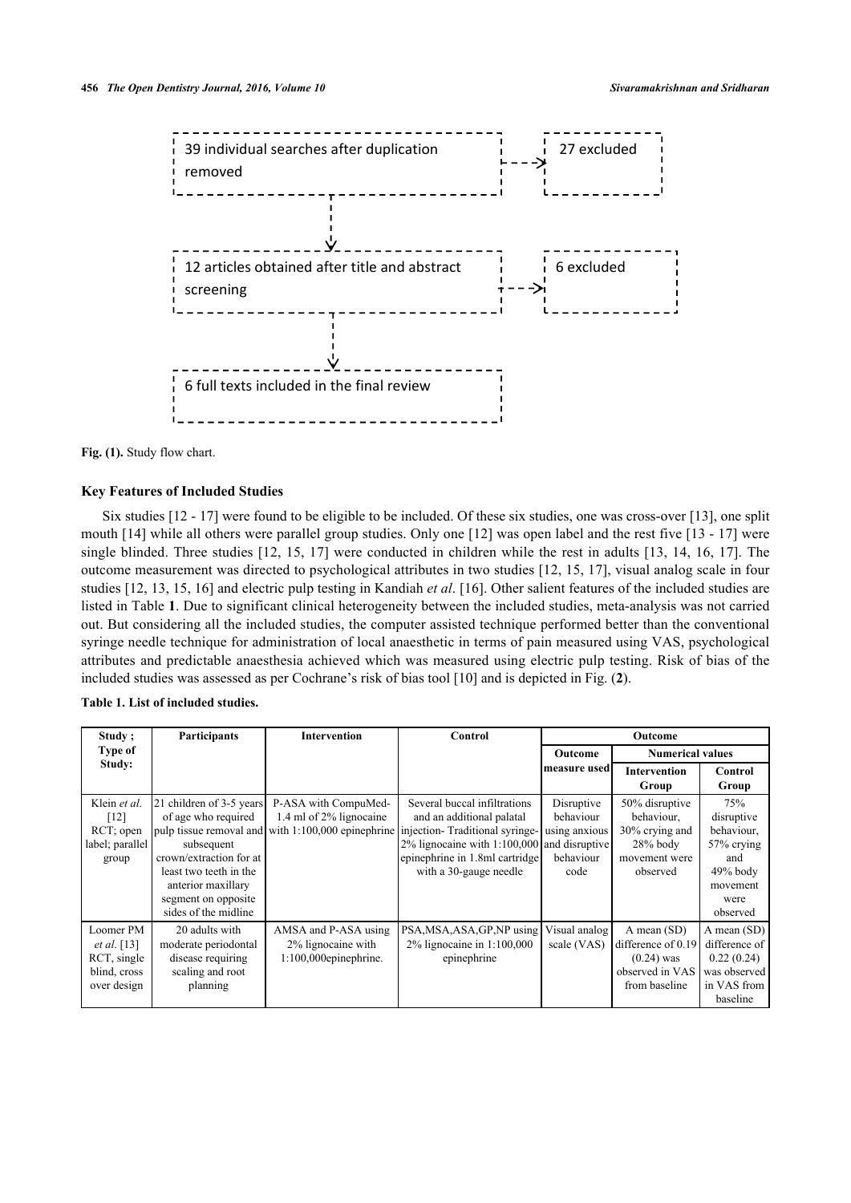39 individual searches after duplication removed → 27 excluded

12 articles obtained after title and abstract screening → 6 excluded

6 full texts included in the final review

**Fig. (1).** Study flow chart.

### Key Features of Included Studies

Six studies [12 - 17] were found to be eligible to be included. Of these six studies, one was cross-over [13], one split mouth [14] while all others were parallel group studies. Only one [12] was open label and the rest five [13 - 17] were single blinded. Three studies [12, 15, 17] were conducted in children while the rest in adults [13, 14, 16, 17]. The outcome measurement was directed to psychological attributes in two studies [12, 15, 17], visual analog scale in four studies [12, 13, 15, 16] and electric pulp testing in Kandiah *et al*. [16]. Other salient features of the included studies are listed in Table **1**. Due to significant clinical heterogeneity between the included studies, meta-analysis was not carried out. But considering all the included studies, the computer assisted technique performed better than the conventional syringe needle technique for administration of local anaesthetic in terms of pain measured using VAS, psychological attributes and predictable anaesthesia achieved which was measured using electric pulp testing. Risk of bias of the included studies was assessed as per Cochrane's risk of bias tool [10] and is depicted in Fig. (**2**).

**Table 1. List of included studies.**

| Study ; Type of Study: | Participants | Intervention | Control | Outcome | | |
|---|---|---|---|---|---|---|
| | | | | Outcome measure used | Numerical values | |
| | | | | | Intervention Group | Control Group |
| Klein *et al.* [12] RCT; open label; parallel group | 21 children of 3-5 years of age who required pulp tissue removal and subsequent crown/extraction for at least two teeth in the anterior maxillary segment on opposite sides of the midline | P-ASA with CompuMed- 1.4 ml of 2% lignocaine with 1:100,000 epinephrine | Several buccal infiltrations and an additional palatal injection- Traditional syringe- 2% lignocaine with 1:100,000 epinephrine in 1.8ml cartridge with a 30-gauge needle | Disruptive behaviour using anxious and disruptive behaviour code | 50% disruptive behaviour, 30% crying and 28% body movement were observed | 75% disruptive behaviour, 57% crying and 49% body movement were observed |
| Loomer PM *et al.* [13] RCT, single blind, cross over design | 20 adults with moderate periodontal disease requiring scaling and root planning | AMSA and P-ASA using 2% lignocaine with 1:100,000epinephrine. | PSA,MSA,ASA,GP,NP using 2% lignocaine in 1:100,000 epinephrine | Visual analog scale (VAS) | A mean (SD) difference of 0.19 (0.24) was observed in VAS from baseline | A mean (SD) difference of 0.22 (0.24) was observed in VAS from baseline |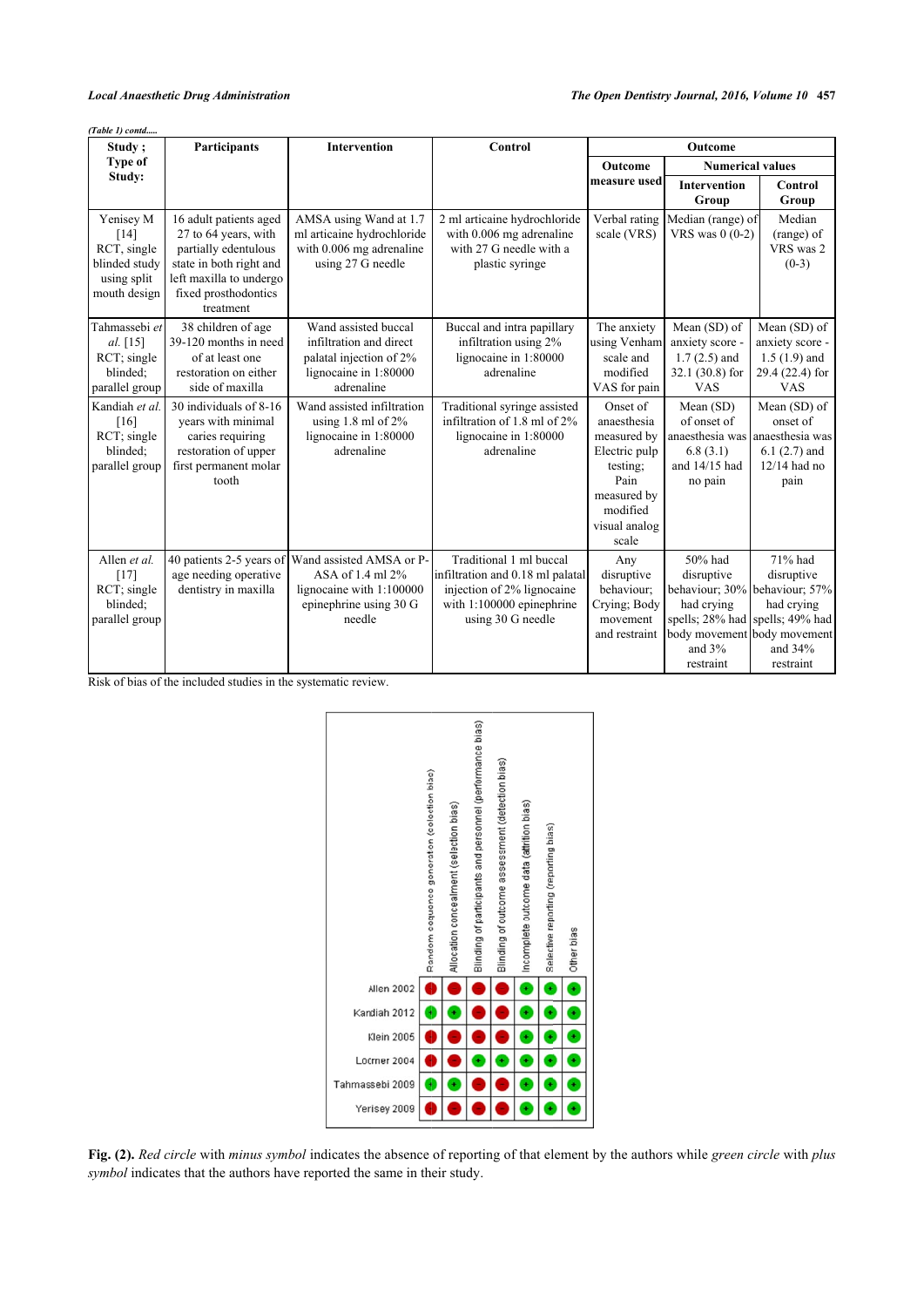*(Table 1) contd.....*

| Study ; Type of Study: | Participants | Intervention | Control | Outcome | | |
|---|---|---|---|---|---|---|
| | | | | Outcome measure used | Numerical values | |
| | | | | | Intervention Group | Control Group |
| Yenisey M [14] RCT, single blinded study using split mouth design | 16 adult patients aged 27 to 64 years, with partially edentulous state in both right and left maxilla to undergo fixed prosthodontics treatment | AMSA using Wand at 1.7 ml articaine hydrochloride with 0.006 mg adrenaline using 27 G needle | 2 ml articaine hydrochloride with 0.006 mg adrenaline with 27 G needle with a plastic syringe | Verbal rating scale (VRS) | Median (range) of VRS was 0 (0-2) | Median (range) of VRS was 2 (0-3) |
| Tahmassebi *et al.* [15] RCT; single blinded; parallel group | 38 children of age 39-120 months in need of at least one restoration on either side of maxilla | Wand assisted buccal infiltration and direct palatal injection of 2% lignocaine in 1:80000 adrenaline | Buccal and intra papillary infiltration using 2% lignocaine in 1:80000 adrenaline | The anxiety using Venham scale and modified VAS for pain | Mean (SD) of anxiety score - 1.7 (2.5) and 32.1 (30.8) for VAS | Mean (SD) of anxiety score - 1.5 (1.9) and 29.4 (22.4) for VAS |
| Kandiah *et al.* [16] RCT; single blinded; parallel group | 30 individuals of 8-16 years with minimal caries requiring restoration of upper first permanent molar tooth | Wand assisted infiltration using 1.8 ml of 2% lignocaine in 1:80000 adrenaline | Traditional syringe assisted infiltration of 1.8 ml of 2% lignocaine in 1:80000 adrenaline | Onset of anaesthesia measured by Electric pulp testing; Pain measured by modified visual analog scale | Mean (SD) of onset of anaesthesia was 6.8 (3.1) and 14/15 had no pain | Mean (SD) of onset of anaesthesia was 6.1 (2.7) and 12/14 had no pain |
| Allen *et al.* [17] RCT; single blinded; parallel group | 40 patients 2-5 years of age needing operative dentistry in maxilla | Wand assisted AMSA or P-ASA of 1.4 ml 2% lignocaine with 1:100000 epinephrine using 30 G needle | Traditional 1 ml buccal infiltration and 0.18 ml palatal injection of 2% lignocaine with 1:100000 epinephrine using 30 G needle | Any disruptive behaviour; Crying; Body movement and restraint | 50% had disruptive behaviour; 30% had crying spells; 28% had body movement and 3% restraint | 71% had disruptive behaviour; 57% had crying spells; 49% had body movement and 34% restraint |

Risk of bias of the included studies in the systematic review.

| | Random sequence generation (selection bias) | Allocation concealment (selection bias) | Blinding of participants and personnel (performance bias) | Blinding of outcome assessment (detection bias) | Incomplete outcome data (attrition bias) | Selective reporting (reporting bias) | Other bias |
|---|---|---|---|---|---|---|---|
| Allen 2002 | - | - | - | - | + | + | + |
| Kandiah 2012 | + | + | - | - | + | + | + |
| Klein 2005 | - | - | - | - | + | + | + |
| Locrner 2004 | - | - | + | + | + | + | + |
| Tahmassebi 2009 | + | + | - | - | + | + | + |
| Yerisey 2009 | - | - | - | - | + | + | + |

**Fig. (2).** *Red circle* with *minus symbol* indicates the absence of reporting of that element by the authors while *green circle* with *plus symbol* indicates that the authors have reported the same in their study.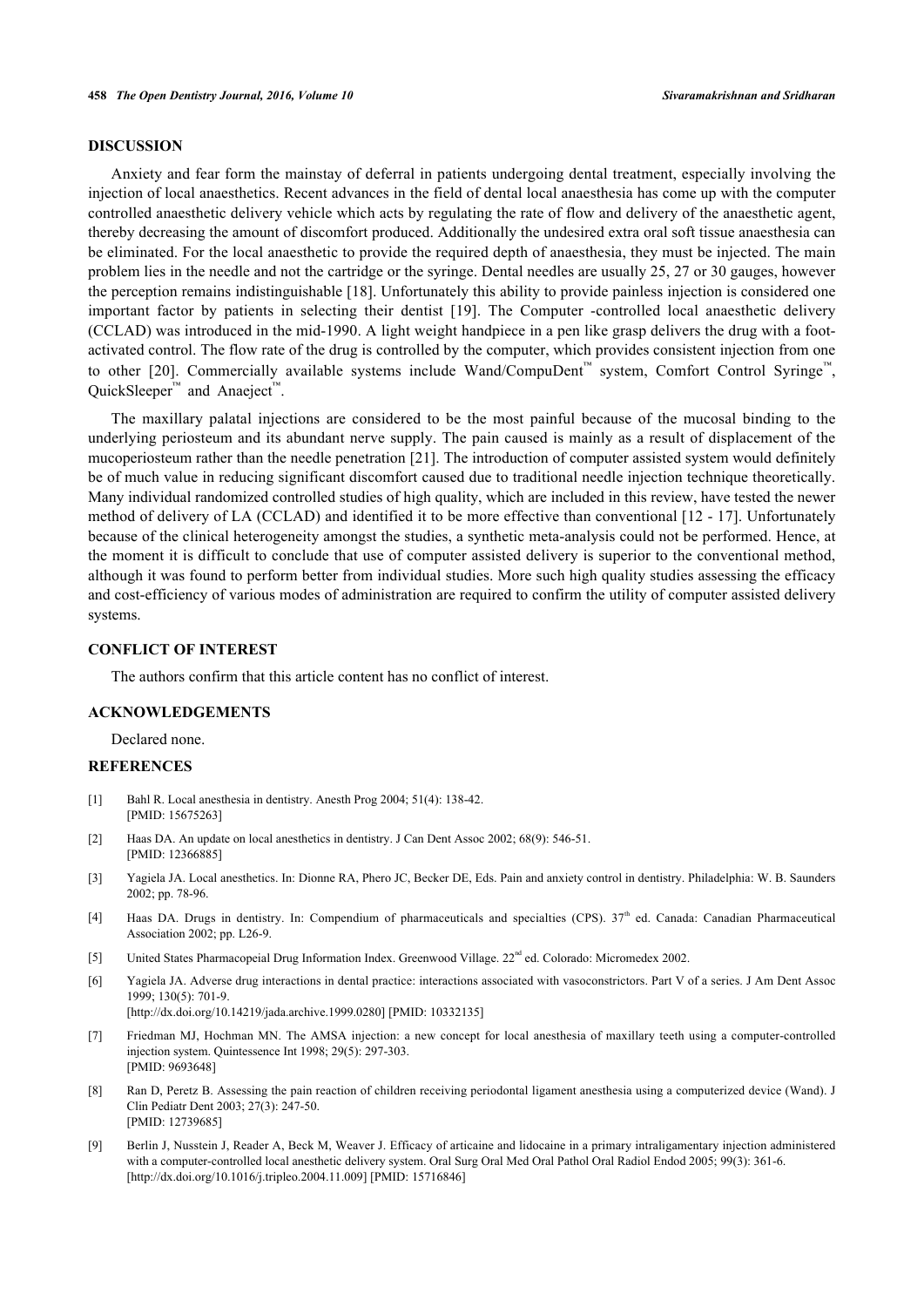## DISCUSSION

Anxiety and fear form the mainstay of deferral in patients undergoing dental treatment, especially involving the injection of local anaesthetics. Recent advances in the field of dental local anaesthesia has come up with the computer controlled anaesthetic delivery vehicle which acts by regulating the rate of flow and delivery of the anaesthetic agent, thereby decreasing the amount of discomfort produced. Additionally the undesired extra oral soft tissue anaesthesia can be eliminated. For the local anaesthetic to provide the required depth of anaesthesia, they must be injected. The main problem lies in the needle and not the cartridge or the syringe. Dental needles are usually 25, 27 or 30 gauges, however the perception remains indistinguishable [18]. Unfortunately this ability to provide painless injection is considered one important factor by patients in selecting their dentist [19]. The Computer -controlled local anaesthetic delivery (CCLAD) was introduced in the mid-1990. A light weight handpiece in a pen like grasp delivers the drug with a foot-activated control. The flow rate of the drug is controlled by the computer, which provides consistent injection from one to other [20]. Commercially available systems include Wand/CompuDent™ system, Comfort Control Syringe™, QuickSleeper™ and Anaeject™.

The maxillary palatal injections are considered to be the most painful because of the mucosal binding to the underlying periosteum and its abundant nerve supply. The pain caused is mainly as a result of displacement of the mucoperiosteum rather than the needle penetration [21]. The introduction of computer assisted system would definitely be of much value in reducing significant discomfort caused due to traditional needle injection technique theoretically. Many individual randomized controlled studies of high quality, which are included in this review, have tested the newer method of delivery of LA (CCLAD) and identified it to be more effective than conventional [12 - 17]. Unfortunately because of the clinical heterogeneity amongst the studies, a synthetic meta-analysis could not be performed. Hence, at the moment it is difficult to conclude that use of computer assisted delivery is superior to the conventional method, although it was found to perform better from individual studies. More such high quality studies assessing the efficacy and cost-efficiency of various modes of administration are required to confirm the utility of computer assisted delivery systems.

## CONFLICT OF INTEREST

The authors confirm that this article content has no conflict of interest.

## ACKNOWLEDGEMENTS

Declared none.

## REFERENCES

[1] Bahl R. Local anesthesia in dentistry. Anesth Prog 2004; 51(4): 138-42. [PMID: 15675263]

[2] Haas DA. An update on local anesthetics in dentistry. J Can Dent Assoc 2002; 68(9): 546-51. [PMID: 12366885]

[3] Yagiela JA. Local anesthetics. In: Dionne RA, Phero JC, Becker DE, Eds. Pain and anxiety control in dentistry. Philadelphia: W. B. Saunders 2002; pp. 78-96.

[4] Haas DA. Drugs in dentistry. In: Compendium of pharmaceuticals and specialties (CPS). 37th ed. Canada: Canadian Pharmaceutical Association 2002; pp. L26-9.

[5] United States Pharmacopeial Drug Information Index. Greenwood Village. 22nd ed. Colorado: Micromedex 2002.

[6] Yagiela JA. Adverse drug interactions in dental practice: interactions associated with vasoconstrictors. Part V of a series. J Am Dent Assoc 1999; 130(5): 701-9. [http://dx.doi.org/10.14219/jada.archive.1999.0280] [PMID: 10332135]

[7] Friedman MJ, Hochman MN. The AMSA injection: a new concept for local anesthesia of maxillary teeth using a computer-controlled injection system. Quintessence Int 1998; 29(5): 297-303. [PMID: 9693648]

[8] Ran D, Peretz B. Assessing the pain reaction of children receiving periodontal ligament anesthesia using a computerized device (Wand). J Clin Pediatr Dent 2003; 27(3): 247-50. [PMID: 12739685]

[9] Berlin J, Nusstein J, Reader A, Beck M, Weaver J. Efficacy of articaine and lidocaine in a primary intraligamentary injection administered with a computer-controlled local anesthetic delivery system. Oral Surg Oral Med Oral Pathol Oral Radiol Endod 2005; 99(3): 361-6. [http://dx.doi.org/10.1016/j.tripleo.2004.11.009] [PMID: 15716846]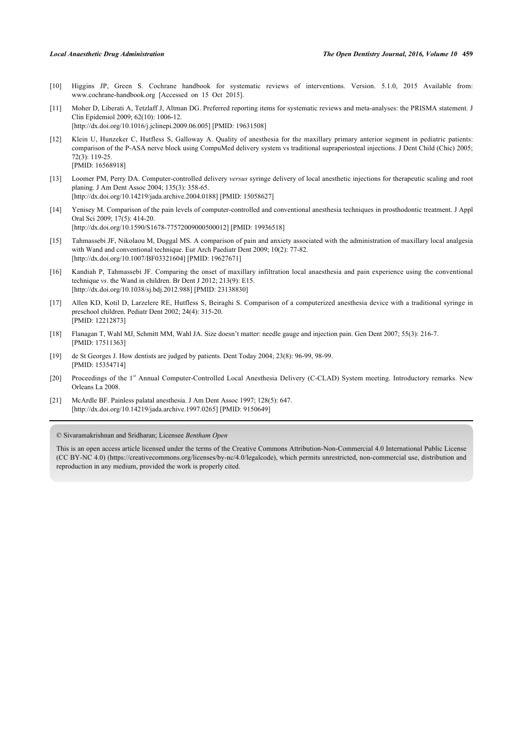[10] Higgins JP, Green S. Cochrane handbook for systematic reviews of interventions. Version. 5.1.0, 2015 Available from: www.cochrane-handbook.org [Accessed on 15 Oct 2015].

[11] Moher D, Liberati A, Tetzlaff J, Altman DG. Preferred reporting items for systematic reviews and meta-analyses: the PRISMA statement. J Clin Epidemiol 2009; 62(10): 1006-12. [http://dx.doi.org/10.1016/j.jclinepi.2009.06.005] [PMID: 19631508]

[12] Klein U, Hunzeker C, Hutfless S, Galloway A. Quality of anesthesia for the maxillary primary anterior segment in pediatric patients: comparison of the P-ASA nerve block using CompuMed delivery system vs traditional supraperiosteal injections. J Dent Child (Chic) 2005; 72(3): 119-25. [PMID: 16568918]

[13] Loomer PM, Perry DA. Computer-controlled delivery *versus* syringe delivery of local anesthetic injections for therapeutic scaling and root planing. J Am Dent Assoc 2004; 135(3): 358-65. [http://dx.doi.org/10.14219/jada.archive.2004.0188] [PMID: 15058627]

[14] Yenisey M. Comparison of the pain levels of computer-controlled and conventional anesthesia techniques in prosthodontic treatment. J Appl Oral Sci 2009; 17(5): 414-20. [http://dx.doi.org/10.1590/S1678-77572009000500012] [PMID: 19936518]

[15] Tahmassebi JF, Nikolaou M, Duggal MS. A comparison of pain and anxiety associated with the administration of maxillary local analgesia with Wand and conventional technique. Eur Arch Paediatr Dent 2009; 10(2): 77-82. [http://dx.doi.org/10.1007/BF03321604] [PMID: 19627671]

[16] Kandiah P, Tahmassebi JF. Comparing the onset of maxillary infiltration local anaesthesia and pain experience using the conventional technique *vs*. the Wand in children. Br Dent J 2012; 213(9): E15. [http://dx.doi.org/10.1038/sj.bdj.2012.988] [PMID: 23138830]

[17] Allen KD, Kotil D, Larzelere RE, Hutfless S, Beiraghi S. Comparison of a computerized anesthesia device with a traditional syringe in preschool children. Pediatr Dent 2002; 24(4): 315-20. [PMID: 12212873]

[18] Flanagan T, Wahl MJ, Schmitt MM, Wahl JA. Size doesn't matter: needle gauge and injection pain. Gen Dent 2007; 55(3): 216-7. [PMID: 17511363]

[19] de St Georges J. How dentists are judged by patients. Dent Today 2004; 23(8): 96-99, 98-99. [PMID: 15354714]

[20] Proceedings of the 1st Annual Computer-Controlled Local Anesthesia Delivery (C-CLAD) System meeting. Introductory remarks. New Orleans La 2008.

[21] McArdle BF. Painless palatal anesthesia. J Am Dent Assoc 1997; 128(5): 647. [http://dx.doi.org/10.14219/jada.archive.1997.0265] [PMID: 9150649]

© Sivaramakrishnan and Sridharan; Licensee *Bentham Open*

This is an open access article licensed under the terms of the Creative Commons Attribution-Non-Commercial 4.0 International Public License (CC BY-NC 4.0) (https://creativecommons.org/licenses/by-nc/4.0/legalcode), which permits unrestricted, non-commercial use, distribution and reproduction in any medium, provided the work is properly cited.